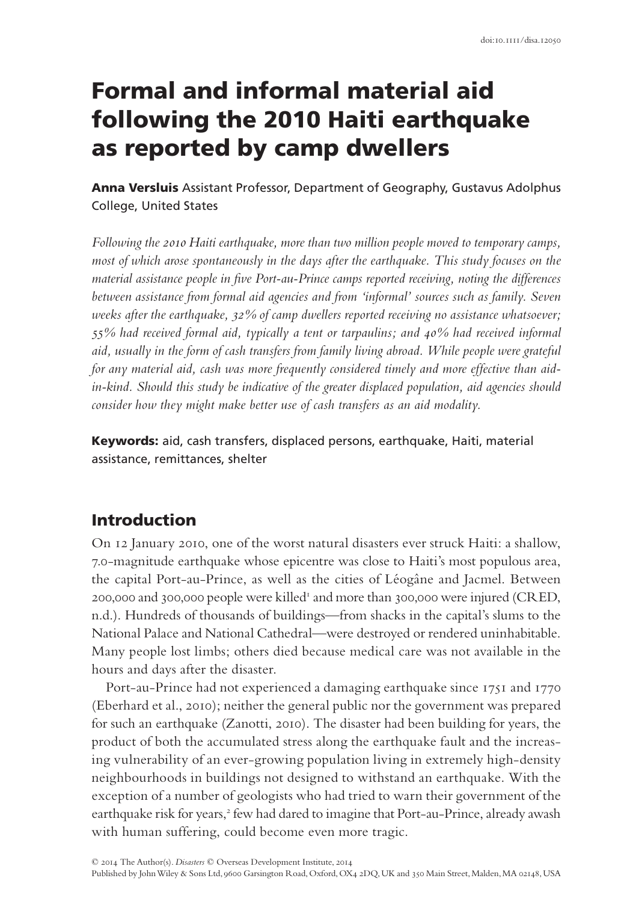doi:10.1111/disa.12050

# Formal and informal material aid following the 2010 Haiti earthquake as reported by camp dwellers

**Anna Versluis** Assistant Professor, Department of Geography, Gustavus Adolphus College, United States

*Following the 2010 Haiti earthquake, more than two million people moved to temporary camps, most of which arose spontaneously in the days after the earthquake. This study focuses on the material assistance people in five Port-au-Prince camps reported receiving, noting the differences between assistance from formal aid agencies and from 'informal' sources such as family. Seven weeks after the earthquake, 32% of camp dwellers reported receiving no assistance whatsoever; 55% had received formal aid, typically a tent or tarpaulins; and 40% had received informal aid, usually in the form of cash transfers from family living abroad. While people were grateful for any material aid, cash was more frequently considered timely and more effective than aid-in-kind. Should this study be indicative of the greater displaced population, aid agencies should consider how they might make better use of cash transfers as an aid modality.*

**Keywords:** aid, cash transfers, displaced persons, earthquake, Haiti, material assistance, remittances, shelter

## Introduction

On 12 January 2010, one of the worst natural disasters ever struck Haiti: a shallow, 7.0-magnitude earthquake whose epicentre was close to Haiti's most populous area, the capital Port-au-Prince, as well as the cities of Léogâne and Jacmel. Between 200,000 and 300,000 people were killed[1] and more than 300,000 were injured (CRED, n.d.). Hundreds of thousands of buildings—from shacks in the capital's slums to the National Palace and National Cathedral—were destroyed or rendered uninhabitable. Many people lost limbs; others died because medical care was not available in the hours and days after the disaster.

Port-au-Prince had not experienced a damaging earthquake since 1751 and 1770 (Eberhard et al., 2010); neither the general public nor the government was prepared for such an earthquake (Zanotti, 2010). The disaster had been building for years, the product of both the accumulated stress along the earthquake fault and the increasing vulnerability of an ever-growing population living in extremely high-density neighbourhoods in buildings not designed to withstand an earthquake. With the exception of a number of geologists who had tried to warn their government of the earthquake risk for years,[2] few had dared to imagine that Port-au-Prince, already awash with human suffering, could become even more tragic.

© 2014 The Author(s). *Disasters* © Overseas Development Institute, 2014
Published by John Wiley & Sons Ltd, 9600 Garsington Road, Oxford, OX4 2DQ, UK and 350 Main Street, Malden, MA 02148, USA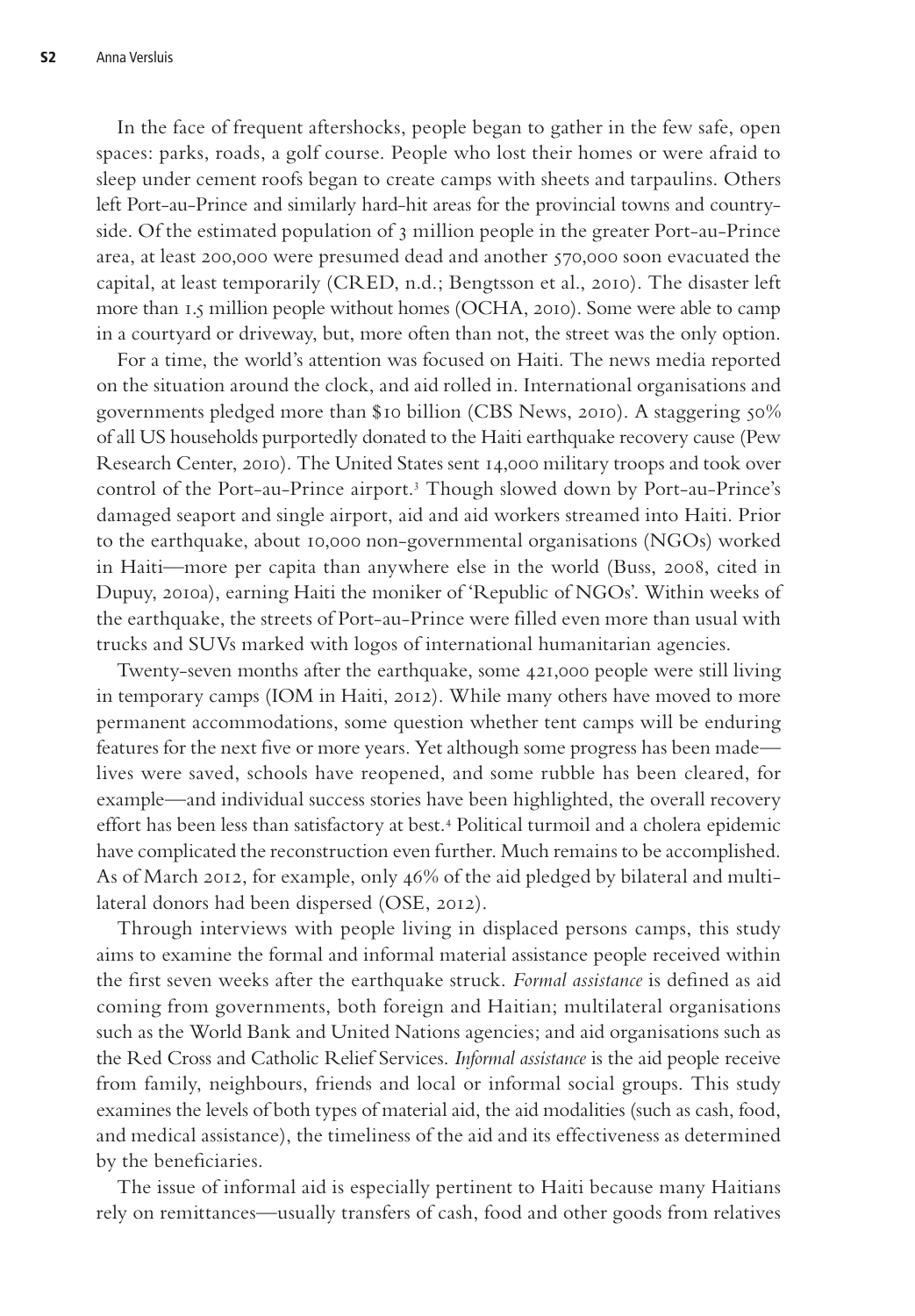In the face of frequent aftershocks, people began to gather in the few safe, open spaces: parks, roads, a golf course. People who lost their homes or were afraid to sleep under cement roofs began to create camps with sheets and tarpaulins. Others left Port-au-Prince and similarly hard-hit areas for the provincial towns and countryside. Of the estimated population of 3 million people in the greater Port-au-Prince area, at least 200,000 were presumed dead and another 570,000 soon evacuated the capital, at least temporarily (CRED, n.d.; Bengtsson et al., 2010). The disaster left more than 1.5 million people without homes (OCHA, 2010). Some were able to camp in a courtyard or driveway, but, more often than not, the street was the only option.

For a time, the world's attention was focused on Haiti. The news media reported on the situation around the clock, and aid rolled in. International organisations and governments pledged more than $10 billion (CBS News, 2010). A staggering 50% of all US households purportedly donated to the Haiti earthquake recovery cause (Pew Research Center, 2010). The United States sent 14,000 military troops and took over control of the Port-au-Prince airport.[3] Though slowed down by Port-au-Prince's damaged seaport and single airport, aid and aid workers streamed into Haiti. Prior to the earthquake, about 10,000 non-governmental organisations (NGOs) worked in Haiti—more per capita than anywhere else in the world (Buss, 2008, cited in Dupuy, 2010a), earning Haiti the moniker of 'Republic of NGOs'. Within weeks of the earthquake, the streets of Port-au-Prince were filled even more than usual with trucks and SUVs marked with logos of international humanitarian agencies.

Twenty-seven months after the earthquake, some 421,000 people were still living in temporary camps (IOM in Haiti, 2012). While many others have moved to more permanent accommodations, some question whether tent camps will be enduring features for the next five or more years. Yet although some progress has been made—lives were saved, schools have reopened, and some rubble has been cleared, for example—and individual success stories have been highlighted, the overall recovery effort has been less than satisfactory at best.[4] Political turmoil and a cholera epidemic have complicated the reconstruction even further. Much remains to be accomplished. As of March 2012, for example, only 46% of the aid pledged by bilateral and multilateral donors had been dispersed (OSE, 2012).

Through interviews with people living in displaced persons camps, this study aims to examine the formal and informal material assistance people received within the first seven weeks after the earthquake struck. *Formal assistance* is defined as aid coming from governments, both foreign and Haitian; multilateral organisations such as the World Bank and United Nations agencies; and aid organisations such as the Red Cross and Catholic Relief Services. *Informal assistance* is the aid people receive from family, neighbours, friends and local or informal social groups. This study examines the levels of both types of material aid, the aid modalities (such as cash, food, and medical assistance), the timeliness of the aid and its effectiveness as determined by the beneficiaries.

The issue of informal aid is especially pertinent to Haiti because many Haitians rely on remittances—usually transfers of cash, food and other goods from relatives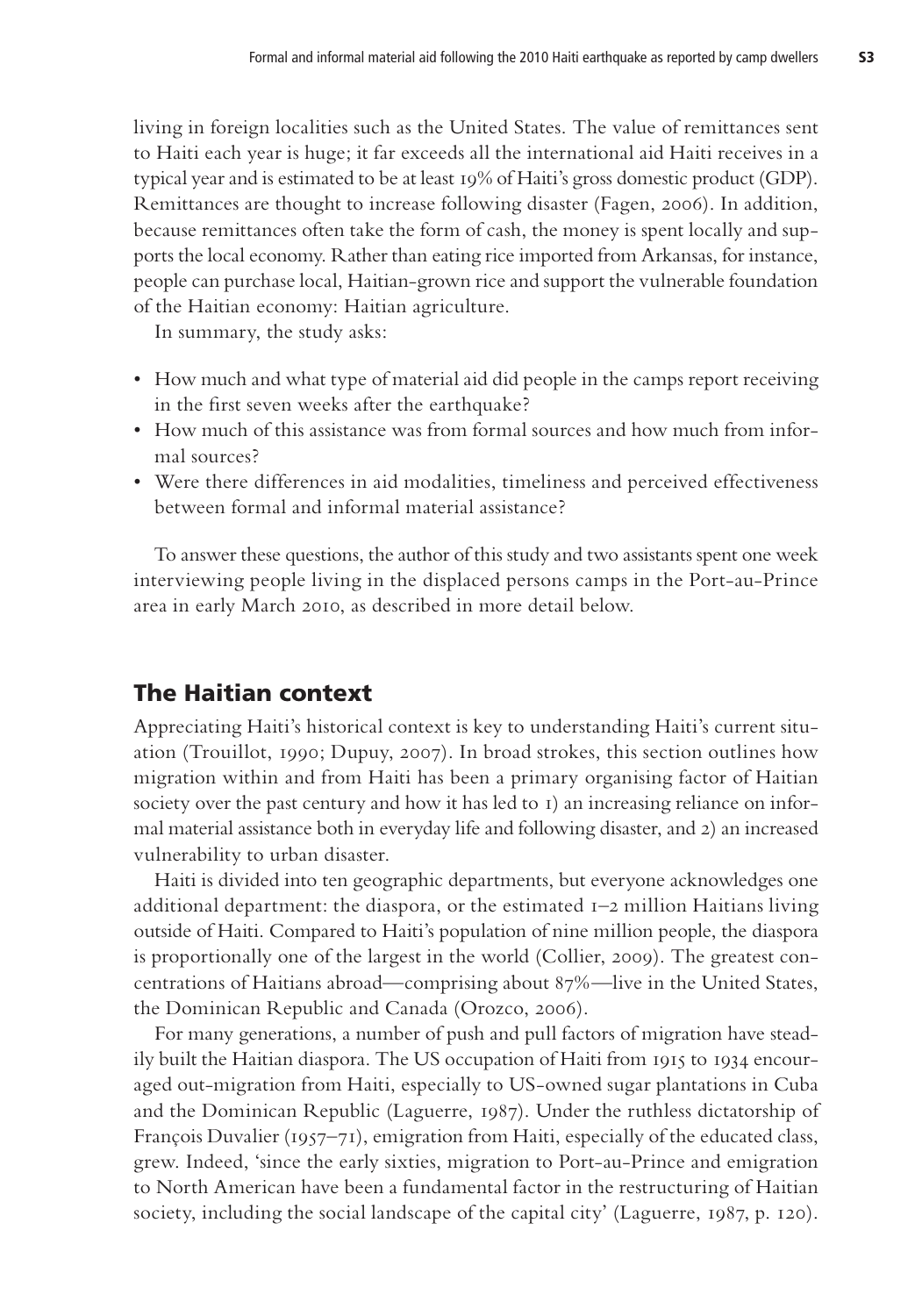living in foreign localities such as the United States. The value of remittances sent to Haiti each year is huge; it far exceeds all the international aid Haiti receives in a typical year and is estimated to be at least 19% of Haiti's gross domestic product (GDP). Remittances are thought to increase following disaster (Fagen, 2006). In addition, because remittances often take the form of cash, the money is spent locally and supports the local economy. Rather than eating rice imported from Arkansas, for instance, people can purchase local, Haitian-grown rice and support the vulnerable foundation of the Haitian economy: Haitian agriculture.

In summary, the study asks:

- How much and what type of material aid did people in the camps report receiving in the first seven weeks after the earthquake?
- How much of this assistance was from formal sources and how much from informal sources?
- Were there differences in aid modalities, timeliness and perceived effectiveness between formal and informal material assistance?

To answer these questions, the author of this study and two assistants spent one week interviewing people living in the displaced persons camps in the Port-au-Prince area in early March 2010, as described in more detail below.

## The Haitian context

Appreciating Haiti's historical context is key to understanding Haiti's current situation (Trouillot, 1990; Dupuy, 2007). In broad strokes, this section outlines how migration within and from Haiti has been a primary organising factor of Haitian society over the past century and how it has led to 1) an increasing reliance on informal material assistance both in everyday life and following disaster, and 2) an increased vulnerability to urban disaster.

Haiti is divided into ten geographic departments, but everyone acknowledges one additional department: the diaspora, or the estimated 1–2 million Haitians living outside of Haiti. Compared to Haiti's population of nine million people, the diaspora is proportionally one of the largest in the world (Collier, 2009). The greatest concentrations of Haitians abroad—comprising about 87%—live in the United States, the Dominican Republic and Canada (Orozco, 2006).

For many generations, a number of push and pull factors of migration have steadily built the Haitian diaspora. The US occupation of Haiti from 1915 to 1934 encouraged out-migration from Haiti, especially to US-owned sugar plantations in Cuba and the Dominican Republic (Laguerre, 1987). Under the ruthless dictatorship of François Duvalier (1957–71), emigration from Haiti, especially of the educated class, grew. Indeed, 'since the early sixties, migration to Port-au-Prince and emigration to North American have been a fundamental factor in the restructuring of Haitian society, including the social landscape of the capital city' (Laguerre, 1987, p. 120).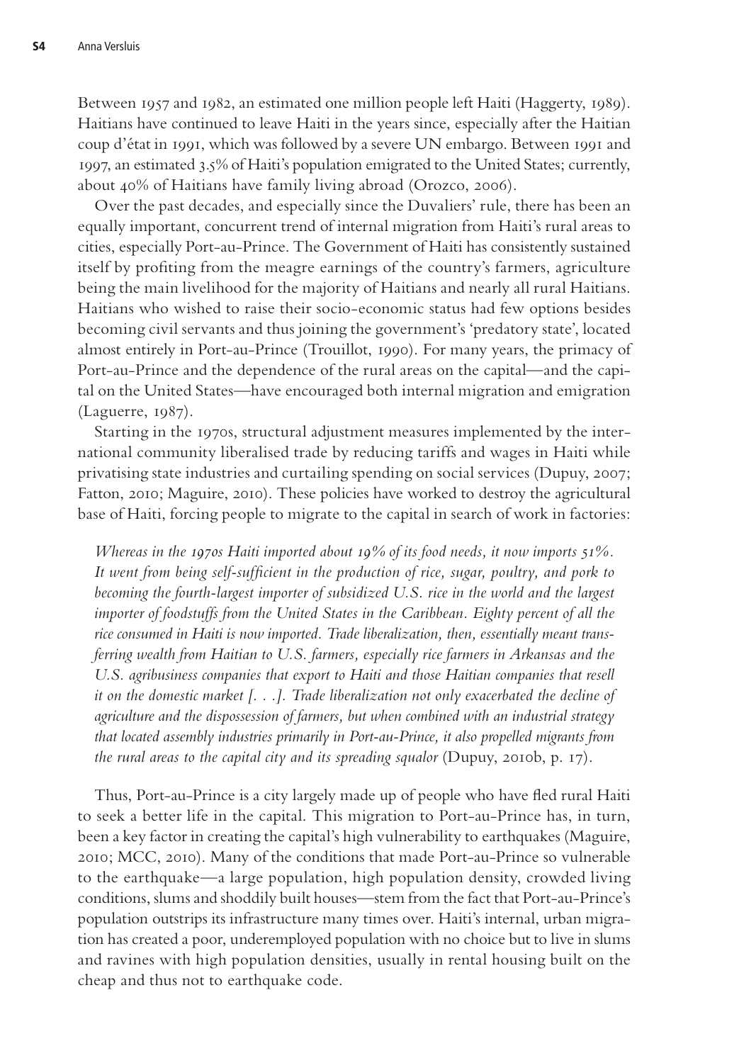Between 1957 and 1982, an estimated one million people left Haiti (Haggerty, 1989). Haitians have continued to leave Haiti in the years since, especially after the Haitian coup d'état in 1991, which was followed by a severe UN embargo. Between 1991 and 1997, an estimated 3.5% of Haiti's population emigrated to the United States; currently, about 40% of Haitians have family living abroad (Orozco, 2006).

Over the past decades, and especially since the Duvaliers' rule, there has been an equally important, concurrent trend of internal migration from Haiti's rural areas to cities, especially Port-au-Prince. The Government of Haiti has consistently sustained itself by profiting from the meagre earnings of the country's farmers, agriculture being the main livelihood for the majority of Haitians and nearly all rural Haitians. Haitians who wished to raise their socio-economic status had few options besides becoming civil servants and thus joining the government's 'predatory state', located almost entirely in Port-au-Prince (Trouillot, 1990). For many years, the primacy of Port-au-Prince and the dependence of the rural areas on the capital—and the capital on the United States—have encouraged both internal migration and emigration (Laguerre, 1987).

Starting in the 1970s, structural adjustment measures implemented by the international community liberalised trade by reducing tariffs and wages in Haiti while privatising state industries and curtailing spending on social services (Dupuy, 2007; Fatton, 2010; Maguire, 2010). These policies have worked to destroy the agricultural base of Haiti, forcing people to migrate to the capital in search of work in factories:

> *Whereas in the 1970s Haiti imported about 19% of its food needs, it now imports 51%. It went from being self-sufficient in the production of rice, sugar, poultry, and pork to becoming the fourth-largest importer of subsidized U.S. rice in the world and the largest importer of foodstuffs from the United States in the Caribbean. Eighty percent of all the rice consumed in Haiti is now imported. Trade liberalization, then, essentially meant transferring wealth from Haitian to U.S. farmers, especially rice farmers in Arkansas and the U.S. agribusiness companies that export to Haiti and those Haitian companies that resell it on the domestic market [. . .]. Trade liberalization not only exacerbated the decline of agriculture and the dispossession of farmers, but when combined with an industrial strategy that located assembly industries primarily in Port-au-Prince, it also propelled migrants from the rural areas to the capital city and its spreading squalor* (Dupuy, 2010b, p. 17).

Thus, Port-au-Prince is a city largely made up of people who have fled rural Haiti to seek a better life in the capital. This migration to Port-au-Prince has, in turn, been a key factor in creating the capital's high vulnerability to earthquakes (Maguire, 2010; MCC, 2010). Many of the conditions that made Port-au-Prince so vulnerable to the earthquake—a large population, high population density, crowded living conditions, slums and shoddily built houses—stem from the fact that Port-au-Prince's population outstrips its infrastructure many times over. Haiti's internal, urban migration has created a poor, underemployed population with no choice but to live in slums and ravines with high population densities, usually in rental housing built on the cheap and thus not to earthquake code.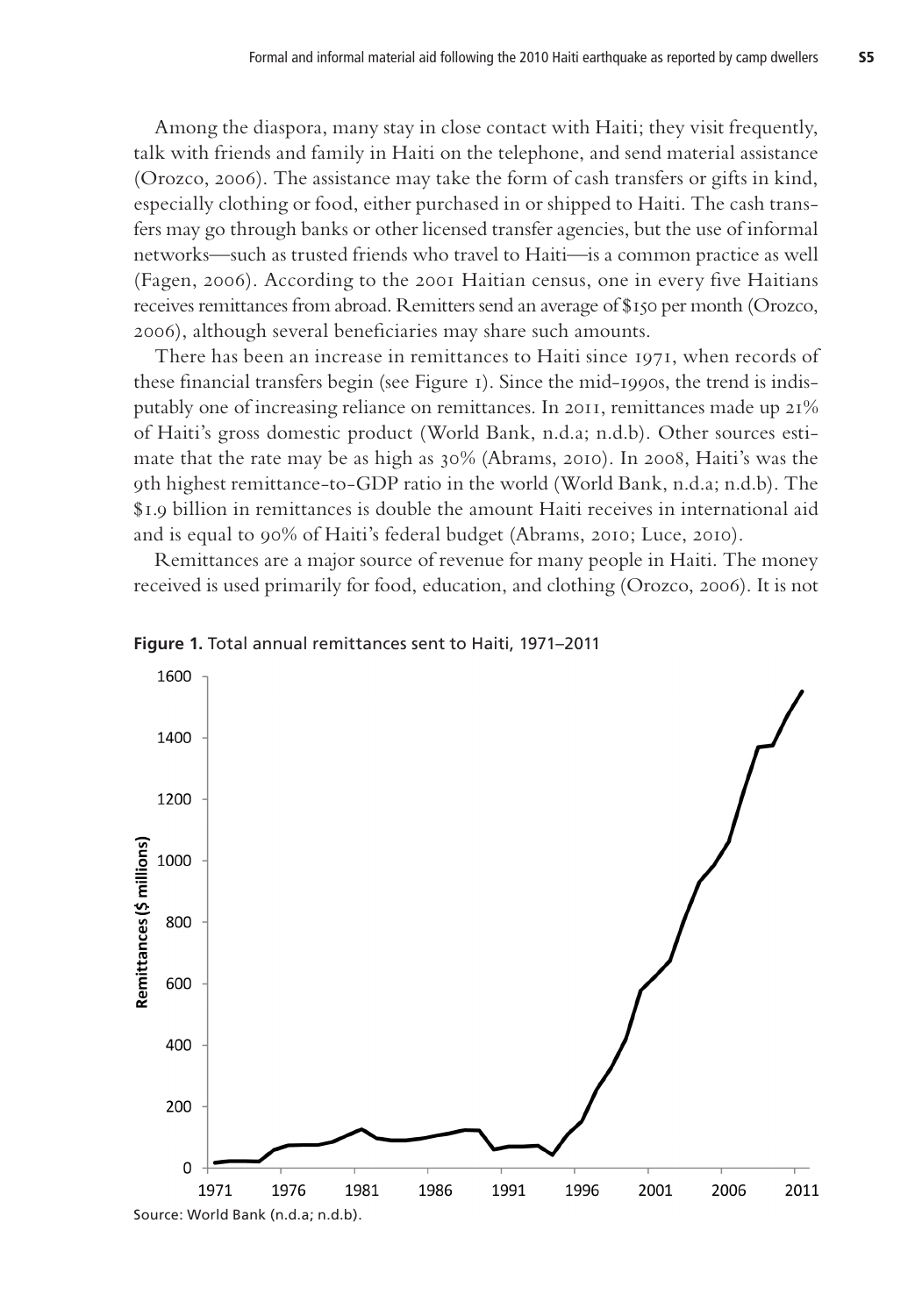Among the diaspora, many stay in close contact with Haiti; they visit frequently, talk with friends and family in Haiti on the telephone, and send material assistance (Orozco, 2006). The assistance may take the form of cash transfers or gifts in kind, especially clothing or food, either purchased in or shipped to Haiti. The cash transfers may go through banks or other licensed transfer agencies, but the use of informal networks—such as trusted friends who travel to Haiti—is a common practice as well (Fagen, 2006). According to the 2001 Haitian census, one in every five Haitians receives remittances from abroad. Remitters send an average of $150 per month (Orozco, 2006), although several beneficiaries may share such amounts.

There has been an increase in remittances to Haiti since 1971, when records of these financial transfers begin (see Figure 1). Since the mid-1990s, the trend is indisputably one of increasing reliance on remittances. In 2011, remittances made up 21% of Haiti's gross domestic product (World Bank, n.d.a; n.d.b). Other sources estimate that the rate may be as high as 30% (Abrams, 2010). In 2008, Haiti's was the 9th highest remittance-to-GDP ratio in the world (World Bank, n.d.a; n.d.b). The $1.9 billion in remittances is double the amount Haiti receives in international aid and is equal to 90% of Haiti's federal budget (Abrams, 2010; Luce, 2010).

Remittances are a major source of revenue for many people in Haiti. The money received is used primarily for food, education, and clothing (Orozco, 2006). It is not

**Figure 1.** Total annual remittances sent to Haiti, 1971–2011

Source: World Bank (n.d.a; n.d.b).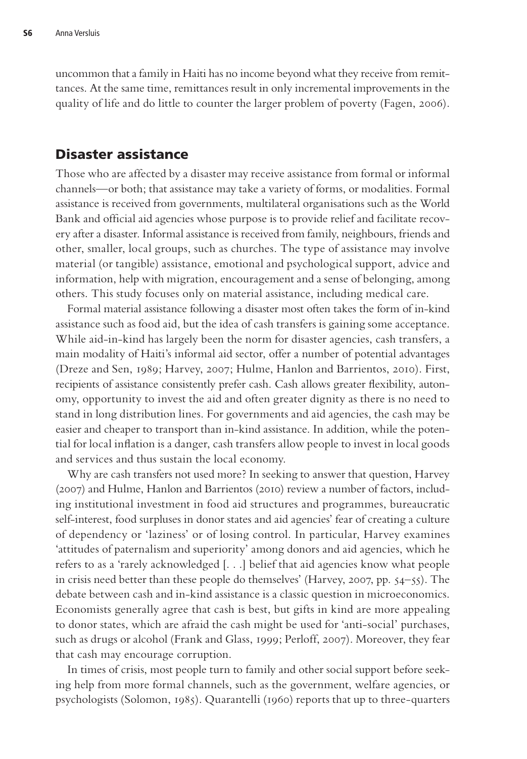uncommon that a family in Haiti has no income beyond what they receive from remittances. At the same time, remittances result in only incremental improvements in the quality of life and do little to counter the larger problem of poverty (Fagen, 2006).

## Disaster assistance

Those who are affected by a disaster may receive assistance from formal or informal channels—or both; that assistance may take a variety of forms, or modalities. Formal assistance is received from governments, multilateral organisations such as the World Bank and official aid agencies whose purpose is to provide relief and facilitate recovery after a disaster. Informal assistance is received from family, neighbours, friends and other, smaller, local groups, such as churches. The type of assistance may involve material (or tangible) assistance, emotional and psychological support, advice and information, help with migration, encouragement and a sense of belonging, among others. This study focuses only on material assistance, including medical care.

Formal material assistance following a disaster most often takes the form of in-kind assistance such as food aid, but the idea of cash transfers is gaining some acceptance. While aid-in-kind has largely been the norm for disaster agencies, cash transfers, a main modality of Haiti's informal aid sector, offer a number of potential advantages (Dreze and Sen, 1989; Harvey, 2007; Hulme, Hanlon and Barrientos, 2010). First, recipients of assistance consistently prefer cash. Cash allows greater flexibility, autonomy, opportunity to invest the aid and often greater dignity as there is no need to stand in long distribution lines. For governments and aid agencies, the cash may be easier and cheaper to transport than in-kind assistance. In addition, while the potential for local inflation is a danger, cash transfers allow people to invest in local goods and services and thus sustain the local economy.

Why are cash transfers not used more? In seeking to answer that question, Harvey (2007) and Hulme, Hanlon and Barrientos (2010) review a number of factors, including institutional investment in food aid structures and programmes, bureaucratic self-interest, food surpluses in donor states and aid agencies' fear of creating a culture of dependency or 'laziness' or of losing control. In particular, Harvey examines 'attitudes of paternalism and superiority' among donors and aid agencies, which he refers to as a 'rarely acknowledged [. . .] belief that aid agencies know what people in crisis need better than these people do themselves' (Harvey, 2007, pp. 54–55). The debate between cash and in-kind assistance is a classic question in microeconomics. Economists generally agree that cash is best, but gifts in kind are more appealing to donor states, which are afraid the cash might be used for 'anti-social' purchases, such as drugs or alcohol (Frank and Glass, 1999; Perloff, 2007). Moreover, they fear that cash may encourage corruption.

In times of crisis, most people turn to family and other social support before seeking help from more formal channels, such as the government, welfare agencies, or psychologists (Solomon, 1985). Quarantelli (1960) reports that up to three-quarters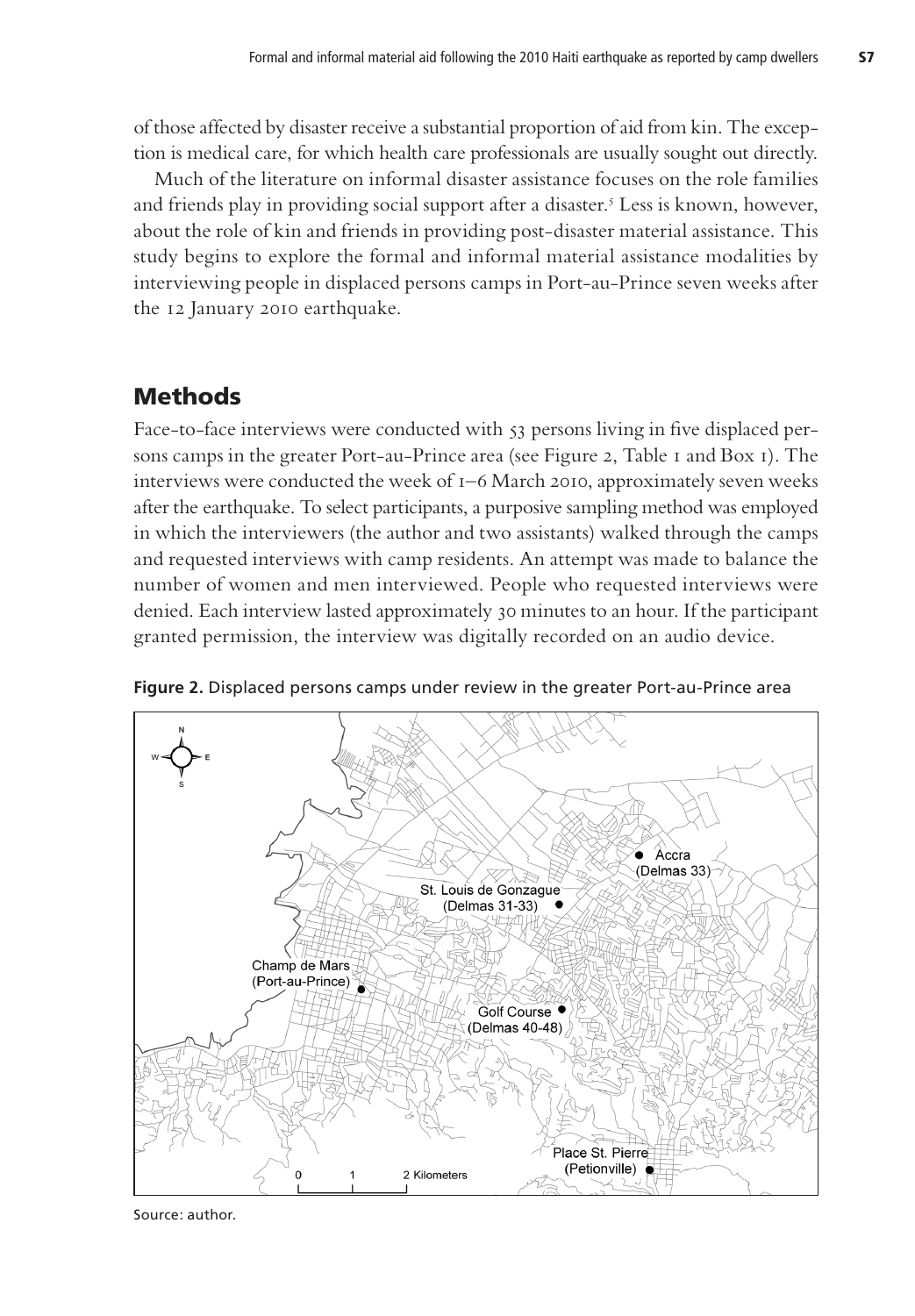of those affected by disaster receive a substantial proportion of aid from kin. The exception is medical care, for which health care professionals are usually sought out directly.

Much of the literature on informal disaster assistance focuses on the role families and friends play in providing social support after a disaster.[5] Less is known, however, about the role of kin and friends in providing post-disaster material assistance. This study begins to explore the formal and informal material assistance modalities by interviewing people in displaced persons camps in Port-au-Prince seven weeks after the 12 January 2010 earthquake.

## Methods

Face-to-face interviews were conducted with 53 persons living in five displaced persons camps in the greater Port-au-Prince area (see Figure 2, Table 1 and Box 1). The interviews were conducted the week of 1–6 March 2010, approximately seven weeks after the earthquake. To select participants, a purposive sampling method was employed in which the interviewers (the author and two assistants) walked through the camps and requested interviews with camp residents. An attempt was made to balance the number of women and men interviewed. People who requested interviews were denied. Each interview lasted approximately 30 minutes to an hour. If the participant granted permission, the interview was digitally recorded on an audio device.

**Figure 2.** Displaced persons camps under review in the greater Port-au-Prince area

Source: author.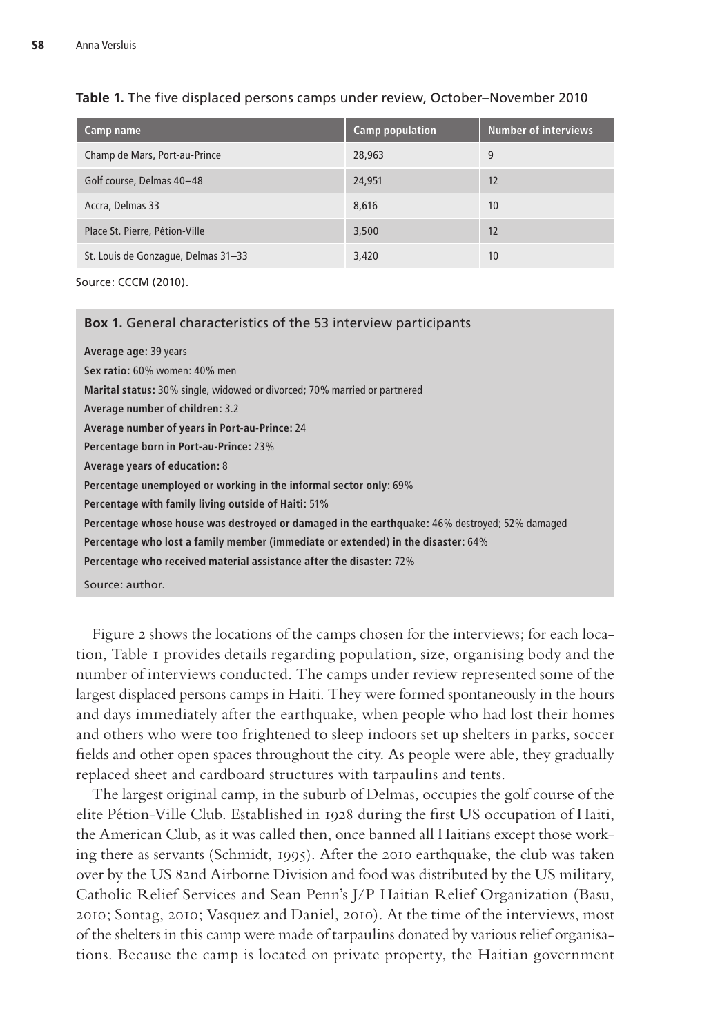**Table 1.** The five displaced persons camps under review, October–November 2010

| Camp name | Camp population | Number of interviews |
|---|---|---|
| Champ de Mars, Port-au-Prince | 28,963 | 9 |
| Golf course, Delmas 40–48 | 24,951 | 12 |
| Accra, Delmas 33 | 8,616 | 10 |
| Place St. Pierre, Pétion-Ville | 3,500 | 12 |
| St. Louis de Gonzague, Delmas 31–33 | 3,420 | 10 |

Source: CCCM (2010).

**Box 1.** General characteristics of the 53 interview participants

**Average age:** 39 years

**Sex ratio:** 60% women: 40% men

**Marital status:** 30% single, widowed or divorced; 70% married or partnered

**Average number of children:** 3.2

**Average number of years in Port-au-Prince:** 24

**Percentage born in Port-au-Prince:** 23%

**Average years of education:** 8

**Percentage unemployed or working in the informal sector only:** 69%

**Percentage with family living outside of Haiti:** 51%

**Percentage whose house was destroyed or damaged in the earthquake:** 46% destroyed; 52% damaged

**Percentage who lost a family member (immediate or extended) in the disaster:** 64%

**Percentage who received material assistance after the disaster:** 72%

Source: author.

Figure 2 shows the locations of the camps chosen for the interviews; for each location, Table 1 provides details regarding population, size, organising body and the number of interviews conducted. The camps under review represented some of the largest displaced persons camps in Haiti. They were formed spontaneously in the hours and days immediately after the earthquake, when people who had lost their homes and others who were too frightened to sleep indoors set up shelters in parks, soccer fields and other open spaces throughout the city. As people were able, they gradually replaced sheet and cardboard structures with tarpaulins and tents.

The largest original camp, in the suburb of Delmas, occupies the golf course of the elite Pétion-Ville Club. Established in 1928 during the first US occupation of Haiti, the American Club, as it was called then, once banned all Haitians except those working there as servants (Schmidt, 1995). After the 2010 earthquake, the club was taken over by the US 82nd Airborne Division and food was distributed by the US military, Catholic Relief Services and Sean Penn's J/P Haitian Relief Organization (Basu, 2010; Sontag, 2010; Vasquez and Daniel, 2010). At the time of the interviews, most of the shelters in this camp were made of tarpaulins donated by various relief organisations. Because the camp is located on private property, the Haitian government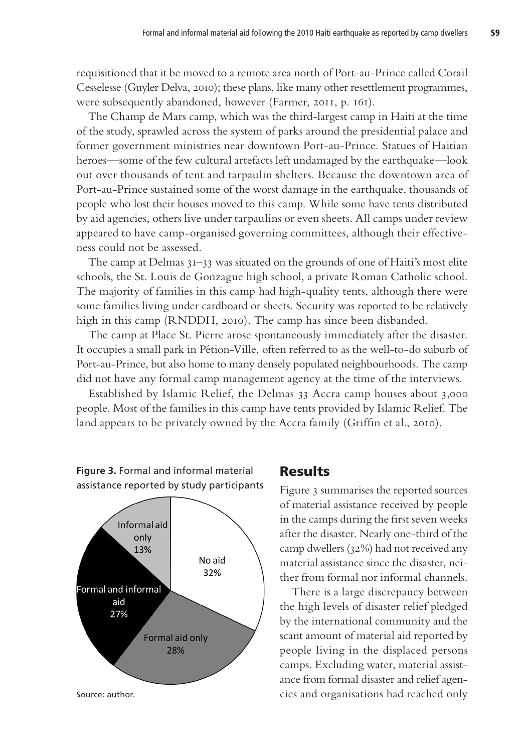requisitioned that it be moved to a remote area north of Port-au-Prince called Corail Cesselesse (Guyler Delva, 2010); these plans, like many other resettlement programmes, were subsequently abandoned, however (Farmer, 2011, p. 161).

The Champ de Mars camp, which was the third-largest camp in Haiti at the time of the study, sprawled across the system of parks around the presidential palace and former government ministries near downtown Port-au-Prince. Statues of Haitian heroes—some of the few cultural artefacts left undamaged by the earthquake—look out over thousands of tent and tarpaulin shelters. Because the downtown area of Port-au-Prince sustained some of the worst damage in the earthquake, thousands of people who lost their houses moved to this camp. While some have tents distributed by aid agencies, others live under tarpaulins or even sheets. All camps under review appeared to have camp-organised governing committees, although their effectiveness could not be assessed.

The camp at Delmas 31–33 was situated on the grounds of one of Haiti's most elite schools, the St. Louis de Gonzague high school, a private Roman Catholic school. The majority of families in this camp had high-quality tents, although there were some families living under cardboard or sheets. Security was reported to be relatively high in this camp (RNDDH, 2010). The camp has since been disbanded.

The camp at Place St. Pierre arose spontaneously immediately after the disaster. It occupies a small park in Pétion-Ville, often referred to as the well-to-do suburb of Port-au-Prince, but also home to many densely populated neighbourhoods. The camp did not have any formal camp management agency at the time of the interviews.

Established by Islamic Relief, the Delmas 33 Accra camp houses about 3,000 people. Most of the families in this camp have tents provided by Islamic Relief. The land appears to be privately owned by the Accra family (Griffin et al., 2010).

**Figure 3.** Formal and informal material assistance reported by study participants

| Category | Share |
| --- | --- |
| No aid | 32% |
| Formal aid only | 28% |
| Formal and informal aid | 27% |
| Informal aid only | 13% |

Source: author.

## Results

Figure 3 summarises the reported sources of material assistance received by people in the camps during the first seven weeks after the disaster. Nearly one-third of the camp dwellers (32%) had not received any material assistance since the disaster, neither from formal nor informal channels.

There is a large discrepancy between the high levels of disaster relief pledged by the international community and the scant amount of material aid reported by people living in the displaced persons camps. Excluding water, material assistance from formal disaster and relief agencies and organisations had reached only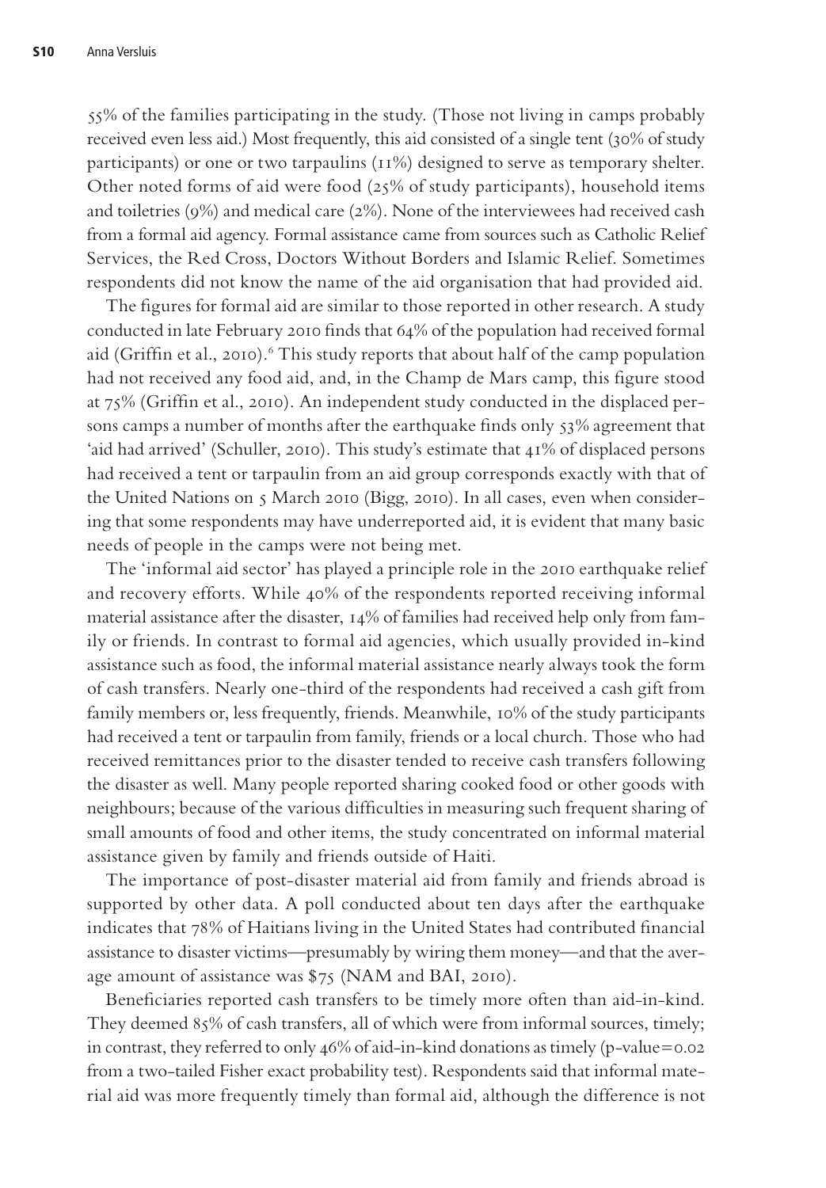55% of the families participating in the study. (Those not living in camps probably received even less aid.) Most frequently, this aid consisted of a single tent (30% of study participants) or one or two tarpaulins (11%) designed to serve as temporary shelter. Other noted forms of aid were food (25% of study participants), household items and toiletries (9%) and medical care (2%). None of the interviewees had received cash from a formal aid agency. Formal assistance came from sources such as Catholic Relief Services, the Red Cross, Doctors Without Borders and Islamic Relief. Sometimes respondents did not know the name of the aid organisation that had provided aid.

The figures for formal aid are similar to those reported in other research. A study conducted in late February 2010 finds that 64% of the population had received formal aid (Griffin et al., 2010).[6] This study reports that about half of the camp population had not received any food aid, and, in the Champ de Mars camp, this figure stood at 75% (Griffin et al., 2010). An independent study conducted in the displaced persons camps a number of months after the earthquake finds only 53% agreement that 'aid had arrived' (Schuller, 2010). This study's estimate that 41% of displaced persons had received a tent or tarpaulin from an aid group corresponds exactly with that of the United Nations on 5 March 2010 (Bigg, 2010). In all cases, even when considering that some respondents may have underreported aid, it is evident that many basic needs of people in the camps were not being met.

The 'informal aid sector' has played a principle role in the 2010 earthquake relief and recovery efforts. While 40% of the respondents reported receiving informal material assistance after the disaster, 14% of families had received help only from family or friends. In contrast to formal aid agencies, which usually provided in-kind assistance such as food, the informal material assistance nearly always took the form of cash transfers. Nearly one-third of the respondents had received a cash gift from family members or, less frequently, friends. Meanwhile, 10% of the study participants had received a tent or tarpaulin from family, friends or a local church. Those who had received remittances prior to the disaster tended to receive cash transfers following the disaster as well. Many people reported sharing cooked food or other goods with neighbours; because of the various difficulties in measuring such frequent sharing of small amounts of food and other items, the study concentrated on informal material assistance given by family and friends outside of Haiti.

The importance of post-disaster material aid from family and friends abroad is supported by other data. A poll conducted about ten days after the earthquake indicates that 78% of Haitians living in the United States had contributed financial assistance to disaster victims—presumably by wiring them money—and that the average amount of assistance was $75 (NAM and BAI, 2010).

Beneficiaries reported cash transfers to be timely more often than aid-in-kind. They deemed 85% of cash transfers, all of which were from informal sources, timely; in contrast, they referred to only 46% of aid-in-kind donations as timely (p-value=0.02 from a two-tailed Fisher exact probability test). Respondents said that informal material aid was more frequently timely than formal aid, although the difference is not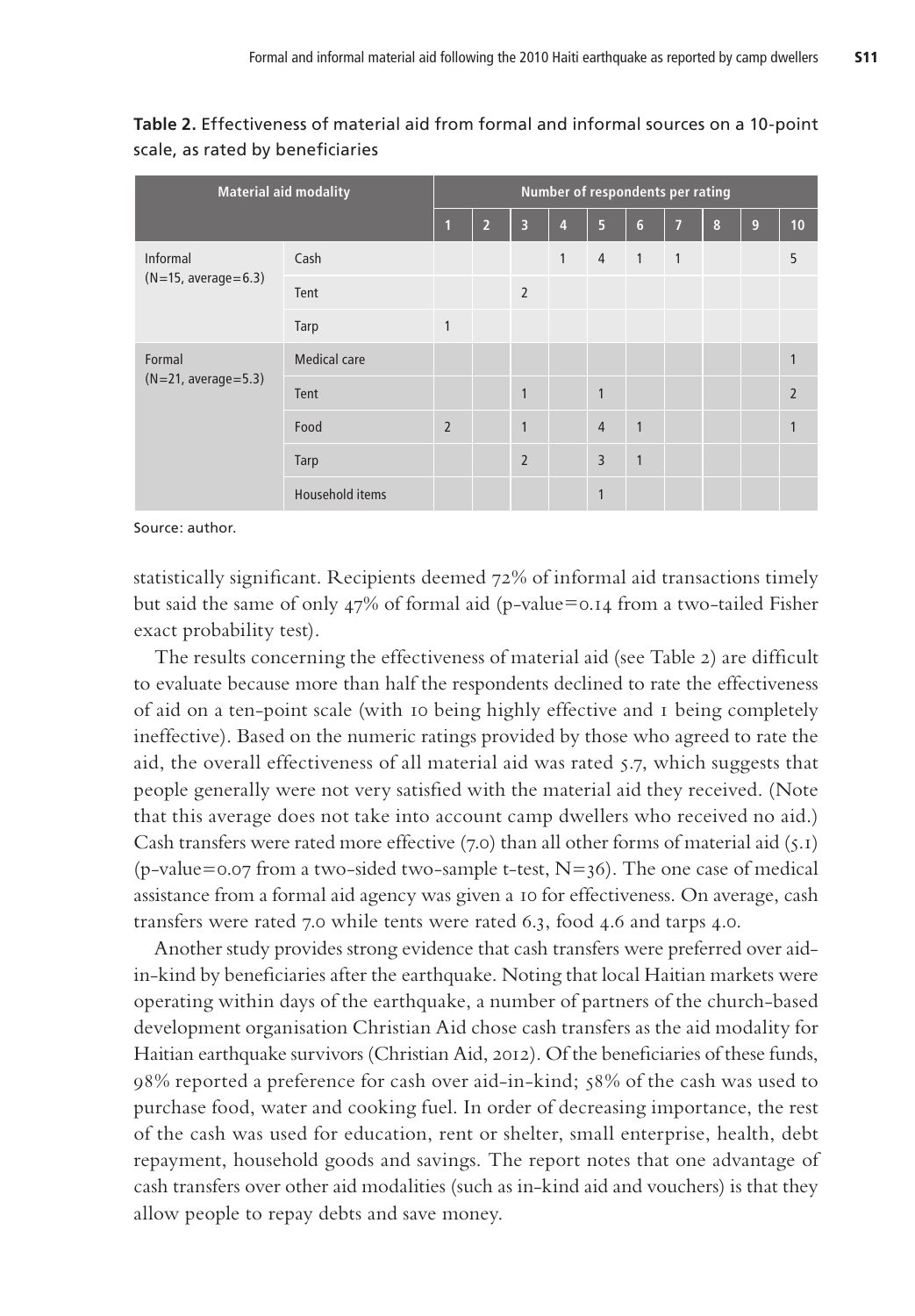**Table 2.** Effectiveness of material aid from formal and informal sources on a 10-point scale, as rated by beneficiaries

| Material aid modality | | Number of respondents per rating | | | | | | | | | |
|---|---|---|---|---|---|---|---|---|---|---|---|
| | | 1 | 2 | 3 | 4 | 5 | 6 | 7 | 8 | 9 | 10 |
| Informal (N=15, average=6.3) | Cash | | | | 1 | 4 | 1 | 1 | | | 5 |
| | Tent | | | 2 | | | | | | | |
| | Tarp | 1 | | | | | | | | | |
| Formal (N=21, average=5.3) | Medical care | | | | | | | | | | 1 |
| | Tent | | | 1 | | 1 | | | | | 2 |
| | Food | 2 | | 1 | | 4 | 1 | | | | 1 |
| | Tarp | | | 2 | | 3 | 1 | | | | |
| | Household items | | | | | 1 | | | | | |

Source: author.

statistically significant. Recipients deemed 72% of informal aid transactions timely but said the same of only 47% of formal aid (p-value=0.14 from a two-tailed Fisher exact probability test).

The results concerning the effectiveness of material aid (see Table 2) are difficult to evaluate because more than half the respondents declined to rate the effectiveness of aid on a ten-point scale (with 10 being highly effective and 1 being completely ineffective). Based on the numeric ratings provided by those who agreed to rate the aid, the overall effectiveness of all material aid was rated 5.7, which suggests that people generally were not very satisfied with the material aid they received. (Note that this average does not take into account camp dwellers who received no aid.) Cash transfers were rated more effective (7.0) than all other forms of material aid (5.1) (p-value=0.07 from a two-sided two-sample t-test, N=36). The one case of medical assistance from a formal aid agency was given a 10 for effectiveness. On average, cash transfers were rated 7.0 while tents were rated 6.3, food 4.6 and tarps 4.0.

Another study provides strong evidence that cash transfers were preferred over aid-in-kind by beneficiaries after the earthquake. Noting that local Haitian markets were operating within days of the earthquake, a number of partners of the church-based development organisation Christian Aid chose cash transfers as the aid modality for Haitian earthquake survivors (Christian Aid, 2012). Of the beneficiaries of these funds, 98% reported a preference for cash over aid-in-kind; 58% of the cash was used to purchase food, water and cooking fuel. In order of decreasing importance, the rest of the cash was used for education, rent or shelter, small enterprise, health, debt repayment, household goods and savings. The report notes that one advantage of cash transfers over other aid modalities (such as in-kind aid and vouchers) is that they allow people to repay debts and save money.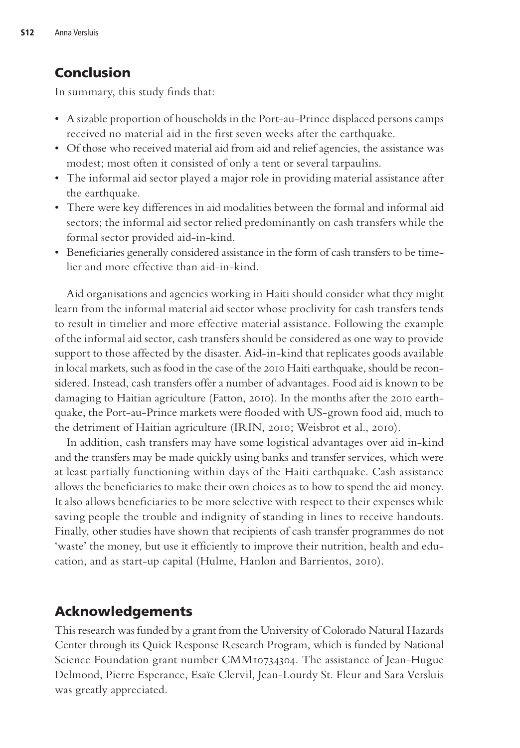## Conclusion

In summary, this study finds that:

- A sizable proportion of households in the Port-au-Prince displaced persons camps received no material aid in the first seven weeks after the earthquake.
- Of those who received material aid from aid and relief agencies, the assistance was modest; most often it consisted of only a tent or several tarpaulins.
- The informal aid sector played a major role in providing material assistance after the earthquake.
- There were key differences in aid modalities between the formal and informal aid sectors; the informal aid sector relied predominantly on cash transfers while the formal sector provided aid-in-kind.
- Beneficiaries generally considered assistance in the form of cash transfers to be timelier and more effective than aid-in-kind.

Aid organisations and agencies working in Haiti should consider what they might learn from the informal material aid sector whose proclivity for cash transfers tends to result in timelier and more effective material assistance. Following the example of the informal aid sector, cash transfers should be considered as one way to provide support to those affected by the disaster. Aid-in-kind that replicates goods available in local markets, such as food in the case of the 2010 Haiti earthquake, should be reconsidered. Instead, cash transfers offer a number of advantages. Food aid is known to be damaging to Haitian agriculture (Fatton, 2010). In the months after the 2010 earthquake, the Port-au-Prince markets were flooded with US-grown food aid, much to the detriment of Haitian agriculture (IRIN, 2010; Weisbrot et al., 2010).

In addition, cash transfers may have some logistical advantages over aid in-kind and the transfers may be made quickly using banks and transfer services, which were at least partially functioning within days of the Haiti earthquake. Cash assistance allows the beneficiaries to make their own choices as to how to spend the aid money. It also allows beneficiaries to be more selective with respect to their expenses while saving people the trouble and indignity of standing in lines to receive handouts. Finally, other studies have shown that recipients of cash transfer programmes do not 'waste' the money, but use it efficiently to improve their nutrition, health and education, and as start-up capital (Hulme, Hanlon and Barrientos, 2010).

## Acknowledgements

This research was funded by a grant from the University of Colorado Natural Hazards Center through its Quick Response Research Program, which is funded by National Science Foundation grant number CMM10734304. The assistance of Jean-Hugue Delmond, Pierre Esperance, Esaïe Clervil, Jean-Lourdy St. Fleur and Sara Versluis was greatly appreciated.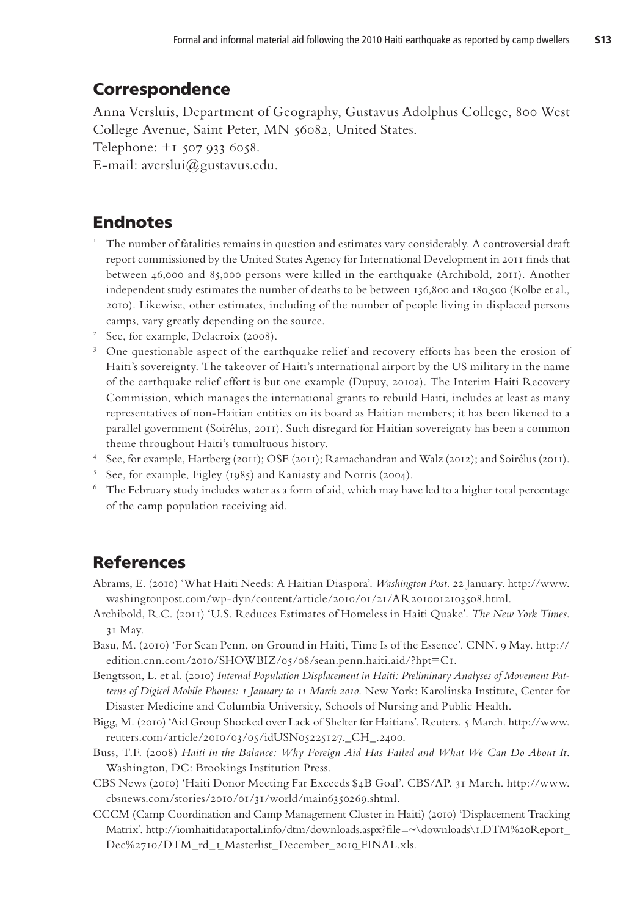## Correspondence

Anna Versluis, Department of Geography, Gustavus Adolphus College, 800 West College Avenue, Saint Peter, MN 56082, United States.
Telephone: +1 507 933 6058.
E-mail: averslui@gustavus.edu.

## Endnotes

1. The number of fatalities remains in question and estimates vary considerably. A controversial draft report commissioned by the United States Agency for International Development in 2011 finds that between 46,000 and 85,000 persons were killed in the earthquake (Archibold, 2011). Another independent study estimates the number of deaths to be between 136,800 and 180,500 (Kolbe et al., 2010). Likewise, other estimates, including of the number of people living in displaced persons camps, vary greatly depending on the source.
2. See, for example, Delacroix (2008).
3. One questionable aspect of the earthquake relief and recovery efforts has been the erosion of Haiti's sovereignty. The takeover of Haiti's international airport by the US military in the name of the earthquake relief effort is but one example (Dupuy, 2010a). The Interim Haiti Recovery Commission, which manages the international grants to rebuild Haiti, includes at least as many representatives of non-Haitian entities on its board as Haitian members; it has been likened to a parallel government (Soirélus, 2011). Such disregard for Haitian sovereignty has been a common theme throughout Haiti's tumultuous history.
4. See, for example, Hartberg (2011); OSE (2011); Ramachandran and Walz (2012); and Soirélus (2011).
5. See, for example, Figley (1985) and Kaniasty and Norris (2004).
6. The February study includes water as a form of aid, which may have led to a higher total percentage of the camp population receiving aid.

## References

Abrams, E. (2010) 'What Haiti Needs: A Haitian Diaspora'. *Washington Post*. 22 January. http://www.washingtonpost.com/wp-dyn/content/article/2010/01/21/AR2010012103508.html.

Archibold, R.C. (2011) 'U.S. Reduces Estimates of Homeless in Haiti Quake'. *The New York Times*. 31 May.

Basu, M. (2010) 'For Sean Penn, on Ground in Haiti, Time Is of the Essence'. CNN. 9 May. http://edition.cnn.com/2010/SHOWBIZ/05/08/sean.penn.haiti.aid/?hpt=C1.

Bengtsson, L. et al. (2010) *Internal Population Displacement in Haiti: Preliminary Analyses of Movement Patterns of Digicel Mobile Phones: 1 January to 11 March 2010*. New York: Karolinska Institute, Center for Disaster Medicine and Columbia University, Schools of Nursing and Public Health.

Bigg, M. (2010) 'Aid Group Shocked over Lack of Shelter for Haitians'. Reuters. 5 March. http://www.reuters.com/article/2010/03/05/idUSN05225127._CH_.2400.

Buss, T.F. (2008) *Haiti in the Balance: Why Foreign Aid Has Failed and What We Can Do About It*. Washington, DC: Brookings Institution Press.

CBS News (2010) 'Haiti Donor Meeting Far Exceeds $4B Goal'. CBS/AP. 31 March. http://www.cbsnews.com/stories/2010/01/31/world/main6350269.shtml.

CCCM (Camp Coordination and Camp Management Cluster in Haiti) (2010) 'Displacement Tracking Matrix'. http://iomhaitidataportal.info/dtm/downloads.aspx?file=~\downloads\1.DTM%20Report_Dec%2710/DTM_rd_1_Masterlist_December_2010_FINAL.xls.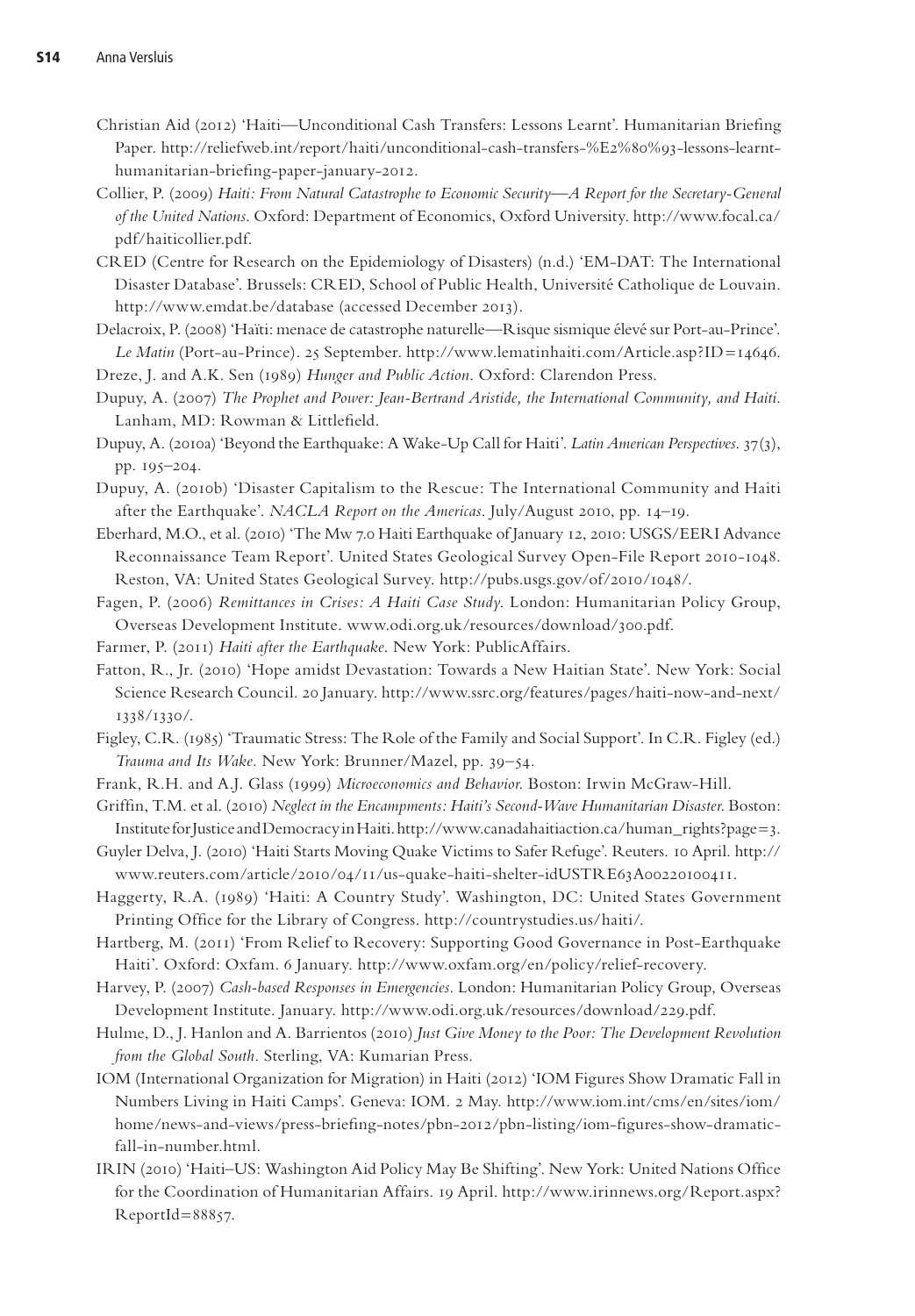Christian Aid (2012) 'Haiti—Unconditional Cash Transfers: Lessons Learnt'. Humanitarian Briefing Paper. http://reliefweb.int/report/haiti/unconditional-cash-transfers-%E2%80%93-lessons-learnt-humanitarian-briefing-paper-january-2012.

Collier, P. (2009) *Haiti: From Natural Catastrophe to Economic Security—A Report for the Secretary-General of the United Nations*. Oxford: Department of Economics, Oxford University. http://www.focal.ca/pdf/haiticollier.pdf.

CRED (Centre for Research on the Epidemiology of Disasters) (n.d.) 'EM-DAT: The International Disaster Database'. Brussels: CRED, School of Public Health, Université Catholique de Louvain. http://www.emdat.be/database (accessed December 2013).

Delacroix, P. (2008) 'Haïti: menace de catastrophe naturelle—Risque sismique élevé sur Port-au-Prince'. *Le Matin* (Port-au-Prince). 25 September. http://www.lematinhaiti.com/Article.asp?ID=14646.

Dreze, J. and A.K. Sen (1989) *Hunger and Public Action*. Oxford: Clarendon Press.

Dupuy, A. (2007) *The Prophet and Power: Jean-Bertrand Aristide, the International Community, and Haiti*. Lanham, MD: Rowman & Littlefield.

Dupuy, A. (2010a) 'Beyond the Earthquake: A Wake-Up Call for Haiti'. *Latin American Perspectives*. 37(3), pp. 195–204.

Dupuy, A. (2010b) 'Disaster Capitalism to the Rescue: The International Community and Haiti after the Earthquake'. *NACLA Report on the Americas*. July/August 2010, pp. 14–19.

Eberhard, M.O., et al. (2010) 'The Mw 7.0 Haiti Earthquake of January 12, 2010: USGS/EERI Advance Reconnaissance Team Report'. United States Geological Survey Open-File Report 2010-1048. Reston, VA: United States Geological Survey. http://pubs.usgs.gov/of/2010/1048/.

Fagen, P. (2006) *Remittances in Crises: A Haiti Case Study*. London: Humanitarian Policy Group, Overseas Development Institute. www.odi.org.uk/resources/download/300.pdf.

Farmer, P. (2011) *Haiti after the Earthquake*. New York: PublicAffairs.

Fatton, R., Jr. (2010) 'Hope amidst Devastation: Towards a New Haitian State'. New York: Social Science Research Council. 20 January. http://www.ssrc.org/features/pages/haiti-now-and-next/1338/1330/.

Figley, C.R. (1985) 'Traumatic Stress: The Role of the Family and Social Support'. In C.R. Figley (ed.) *Trauma and Its Wake*. New York: Brunner/Mazel, pp. 39–54.

Frank, R.H. and A.J. Glass (1999) *Microeconomics and Behavior*. Boston: Irwin McGraw-Hill.

Griffin, T.M. et al. (2010) *Neglect in the Encampments: Haiti's Second-Wave Humanitarian Disaster*. Boston: Institute for Justice and Democracy in Haiti. http://www.canadahaitiaction.ca/human_rights?page=3.

Guyler Delva, J. (2010) 'Haiti Starts Moving Quake Victims to Safer Refuge'. Reuters. 10 April. http://www.reuters.com/article/2010/04/11/us-quake-haiti-shelter-idUSTRE63A00220100411.

Haggerty, R.A. (1989) 'Haiti: A Country Study'. Washington, DC: United States Government Printing Office for the Library of Congress. http://countrystudies.us/haiti/.

Hartberg, M. (2011) 'From Relief to Recovery: Supporting Good Governance in Post-Earthquake Haiti'. Oxford: Oxfam. 6 January. http://www.oxfam.org/en/policy/relief-recovery.

Harvey, P. (2007) *Cash-based Responses in Emergencies*. London: Humanitarian Policy Group, Overseas Development Institute. January. http://www.odi.org.uk/resources/download/229.pdf.

Hulme, D., J. Hanlon and A. Barrientos (2010) *Just Give Money to the Poor: The Development Revolution from the Global South*. Sterling, VA: Kumarian Press.

IOM (International Organization for Migration) in Haiti (2012) 'IOM Figures Show Dramatic Fall in Numbers Living in Haiti Camps'. Geneva: IOM. 2 May. http://www.iom.int/cms/en/sites/iom/home/news-and-views/press-briefing-notes/pbn-2012/pbn-listing/iom-figures-show-dramatic-fall-in-number.html.

IRIN (2010) 'Haiti–US: Washington Aid Policy May Be Shifting'. New York: United Nations Office for the Coordination of Humanitarian Affairs. 19 April. http://www.irinnews.org/Report.aspx?ReportId=88857.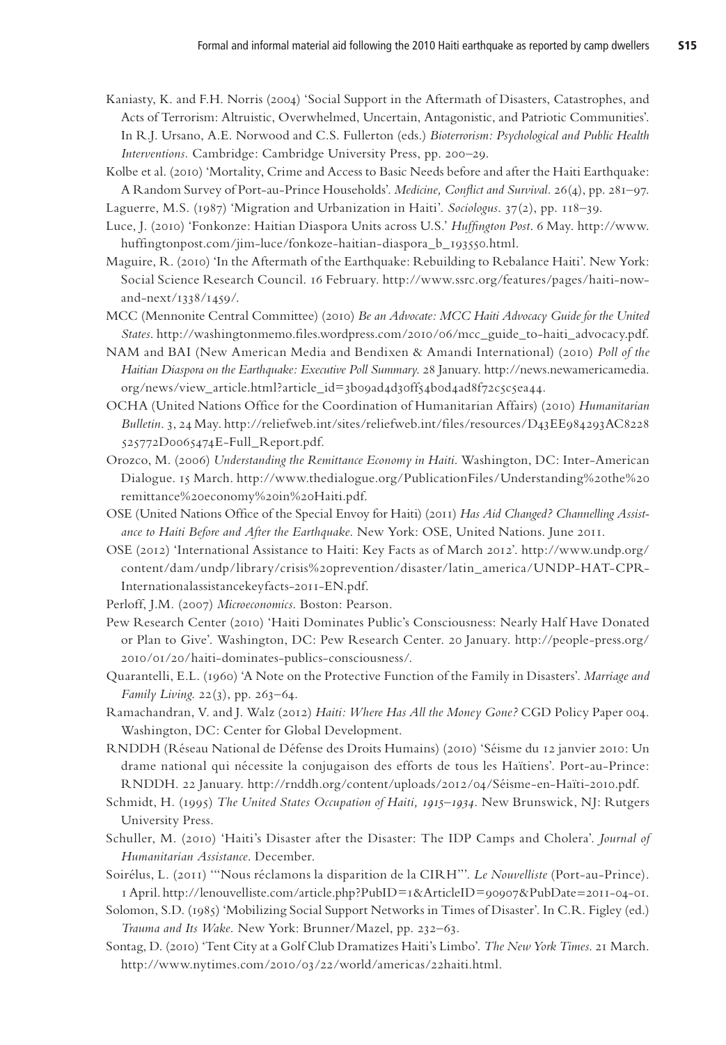Kaniasty, K. and F.H. Norris (2004) 'Social Support in the Aftermath of Disasters, Catastrophes, and Acts of Terrorism: Altruistic, Overwhelmed, Uncertain, Antagonistic, and Patriotic Communities'. In R.J. Ursano, A.E. Norwood and C.S. Fullerton (eds.) *Bioterrorism: Psychological and Public Health Interventions*. Cambridge: Cambridge University Press, pp. 200–29.

Kolbe et al. (2010) 'Mortality, Crime and Access to Basic Needs before and after the Haiti Earthquake: A Random Survey of Port-au-Prince Households'. *Medicine, Conflict and Survival*. 26(4), pp. 281–97.

Laguerre, M.S. (1987) 'Migration and Urbanization in Haiti'. *Sociologus*. 37(2), pp. 118–39.

Luce, J. (2010) 'Fonkonze: Haitian Diaspora Units across U.S.' *Huffington Post*. 6 May. http://www.huffingtonpost.com/jim-luce/fonkoze-haitian-diaspora_b_193550.html.

Maguire, R. (2010) 'In the Aftermath of the Earthquake: Rebuilding to Rebalance Haiti'. New York: Social Science Research Council. 16 February. http://www.ssrc.org/features/pages/haiti-now-and-next/1338/1459/.

MCC (Mennonite Central Committee) (2010) *Be an Advocate: MCC Haiti Advocacy Guide for the United States*. http://washingtonmemo.files.wordpress.com/2010/06/mcc_guide_to-haiti_advocacy.pdf.

NAM and BAI (New American Media and Bendixen & Amandi International) (2010) *Poll of the Haitian Diaspora on the Earthquake: Executive Poll Summary*. 28 January. http://news.newamericamedia.org/news/view_article.html?article_id=3b09ad4d30ff54b0d4ad8f72c5c5ea44.

OCHA (United Nations Office for the Coordination of Humanitarian Affairs) (2010) *Humanitarian Bulletin*. 3, 24 May. http://reliefweb.int/sites/reliefweb.int/files/resources/D43EE984293AC8228525772D0065474E-Full_Report.pdf.

Orozco, M. (2006) *Understanding the Remittance Economy in Haiti*. Washington, DC: Inter-American Dialogue. 15 March. http://www.thedialogue.org/PublicationFiles/Understanding%20the%20remittance%20economy%20in%20Haiti.pdf.

OSE (United Nations Office of the Special Envoy for Haiti) (2011) *Has Aid Changed? Channelling Assistance to Haiti Before and After the Earthquake*. New York: OSE, United Nations. June 2011.

OSE (2012) 'International Assistance to Haiti: Key Facts as of March 2012'. http://www.undp.org/content/dam/undp/library/crisis%20prevention/disaster/latin_america/UNDP-HAT-CPR-Internationalassistancekeyfacts-2011-EN.pdf.

Perloff, J.M. (2007) *Microeconomics*. Boston: Pearson.

Pew Research Center (2010) 'Haiti Dominates Public's Consciousness: Nearly Half Have Donated or Plan to Give'. Washington, DC: Pew Research Center. 20 January. http://people-press.org/2010/01/20/haiti-dominates-publics-consciousness/.

Quarantelli, E.L. (1960) 'A Note on the Protective Function of the Family in Disasters'. *Marriage and Family Living*. 22(3), pp. 263–64.

Ramachandran, V. and J. Walz (2012) *Haiti: Where Has All the Money Gone?* CGD Policy Paper 004. Washington, DC: Center for Global Development.

RNDDH (Réseau National de Défense des Droits Humains) (2010) 'Séisme du 12 janvier 2010: Un drame national qui nécessite la conjugaison des efforts de tous les Haïtiens'. Port-au-Prince: RNDDH. 22 January. http://rnddh.org/content/uploads/2012/04/Séisme-en-Haïti-2010.pdf.

Schmidt, H. (1995) *The United States Occupation of Haiti, 1915–1934*. New Brunswick, NJ: Rutgers University Press.

Schuller, M. (2010) 'Haiti's Disaster after the Disaster: The IDP Camps and Cholera'. *Journal of Humanitarian Assistance*. December.

Soirélus, L. (2011) '"Nous réclamons la disparition de la CIRH"'. *Le Nouvelliste* (Port-au-Prince). 1 April. http://lenouvelliste.com/article.php?PubID=1&ArticleID=90907&PubDate=2011-04-01.

Solomon, S.D. (1985) 'Mobilizing Social Support Networks in Times of Disaster'. In C.R. Figley (ed.) *Trauma and Its Wake*. New York: Brunner/Mazel, pp. 232–63.

Sontag, D. (2010) 'Tent City at a Golf Club Dramatizes Haiti's Limbo'. *The New York Times*. 21 March. http://www.nytimes.com/2010/03/22/world/americas/22haiti.html.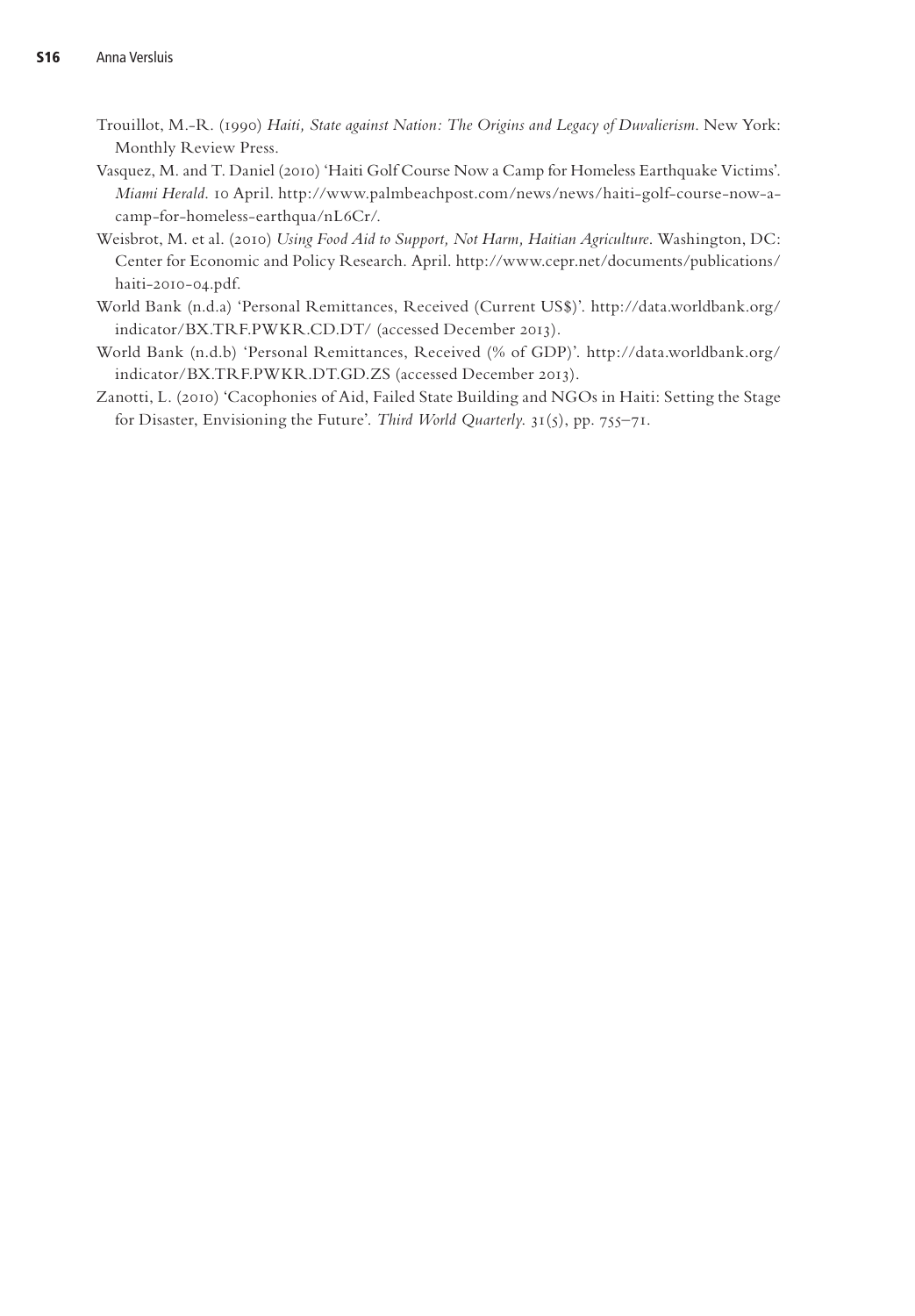Trouillot, M.-R. (1990) *Haiti, State against Nation: The Origins and Legacy of Duvalierism*. New York: Monthly Review Press.

Vasquez, M. and T. Daniel (2010) 'Haiti Golf Course Now a Camp for Homeless Earthquake Victims'. *Miami Herald*. 10 April. http://www.palmbeachpost.com/news/news/haiti-golf-course-now-a-camp-for-homeless-earthqua/nL6Cr/.

Weisbrot, M. et al. (2010) *Using Food Aid to Support, Not Harm, Haitian Agriculture*. Washington, DC: Center for Economic and Policy Research. April. http://www.cepr.net/documents/publications/haiti-2010-04.pdf.

World Bank (n.d.a) 'Personal Remittances, Received (Current US$)'. http://data.worldbank.org/indicator/BX.TRF.PWKR.CD.DT/ (accessed December 2013).

World Bank (n.d.b) 'Personal Remittances, Received (% of GDP)'. http://data.worldbank.org/indicator/BX.TRF.PWKR.DT.GD.ZS (accessed December 2013).

Zanotti, L. (2010) 'Cacophonies of Aid, Failed State Building and NGOs in Haiti: Setting the Stage for Disaster, Envisioning the Future'. *Third World Quarterly*. 31(5), pp. 755–71.